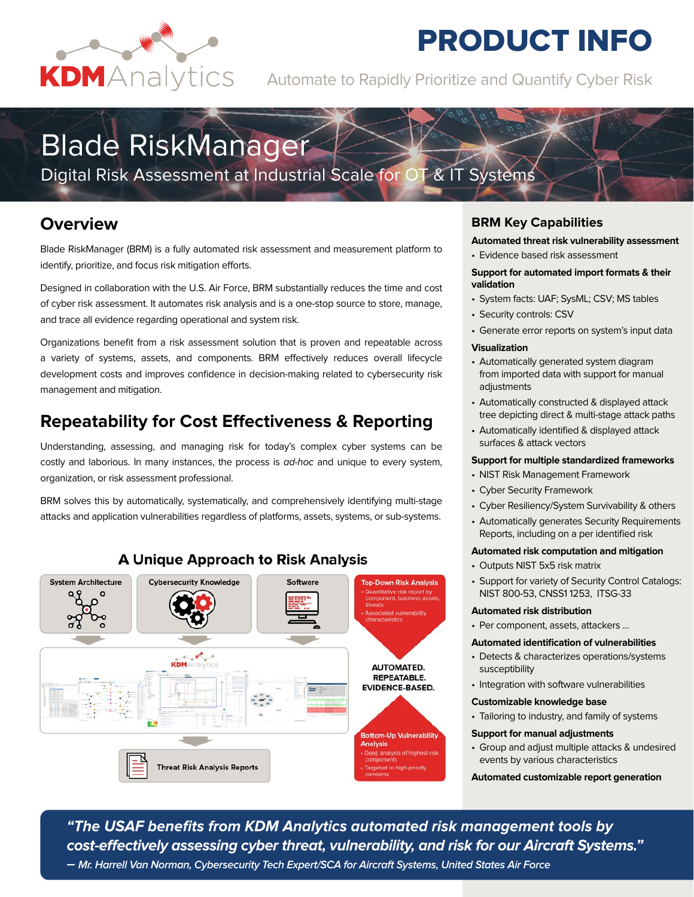# PRODUCT INFO

Automate to Rapidly Prioritize and Quantify Cyber Risk

# Blade RiskManager

Digital Risk Assessment at Industrial Scale for OT & IT Systems

## Overview

Blade RiskManager (BRM) is a fully automated risk assessment and measurement platform to identify, prioritize, and focus risk mitigation efforts.

Designed in collaboration with the U.S. Air Force, BRM substantially reduces the time and cost of cyber risk assessment. It automates risk analysis and is a one-stop source to store, manage, and trace all evidence regarding operational and system risk.

Organizations benefit from a risk assessment solution that is proven and repeatable across a variety of systems, assets, and components. BRM effectively reduces overall lifecycle development costs and improves confidence in decision-making related to cybersecurity risk management and mitigation.

## Repeatability for Cost Effectiveness & Reporting

Understanding, assessing, and managing risk for today's complex cyber systems can be costly and laborious. In many instances, the process is *ad-hoc* and unique to every system, organization, or risk assessment professional.

BRM solves this by automatically, systematically, and comprehensively identifying multi-stage attacks and application vulnerabilities regardless of platforms, assets, systems, or sub-systems.

### A Unique Approach to Risk Analysis

System Architecture | Cybersecurity Knowledge | Software

**Top-Down Risk Analysis**
- Quantitative risk report by component, business assets, threats
- Associated vulnerability characteristics

**AUTOMATED. REPEATABLE. EVIDENCE-BASED.**

**Bottom-Up Vulnerability Analysis**
- Deep analysis of highest-risk components
- Targeted to high-priority concerns

Threat Risk Analysis Reports

## BRM Key Capabilities

**Automated threat risk vulnerability assessment**
- Evidence based risk assessment

**Support for automated import formats & their validation**
- System facts: UAF; SysML; CSV; MS tables
- Security controls: CSV
- Generate error reports on system's input data

**Visualization**
- Automatically generated system diagram from imported data with support for manual adjustments
- Automatically constructed & displayed attack tree depicting direct & multi-stage attack paths
- Automatically identified & displayed attack surfaces & attack vectors

**Support for multiple standardized frameworks**
- NIST Risk Management Framework
- Cyber Security Framework
- Cyber Resiliency/System Survivability & others
- Automatically generates Security Requirements Reports, including on a per identified risk

**Automated risk computation and mitigation**
- Outputs NIST 5x5 risk matrix
- Support for variety of Security Control Catalogs: NIST 800-53, CNSS1 1253, ITSG-33

**Automated risk distribution**
- Per component, assets, attackers ...

**Automated identification of vulnerabilities**
- Detects & characterizes operations/systems susceptibility
- Integration with software vulnerabilities

**Customizable knowledge base**
- Tailoring to industry, and family of systems

**Support for manual adjustments**
- Group and adjust multiple attacks & undesired events by various characteristics

**Automated customizable report generation**

> ***"The USAF benefits from KDM Analytics automated risk management tools by cost-effectively assessing cyber threat, vulnerability, and risk for our Aircraft Systems."***
> *— Mr. Harrell Van Norman, Cybersecurity Tech Expert/SCA for Aircraft Systems, United States Air Force*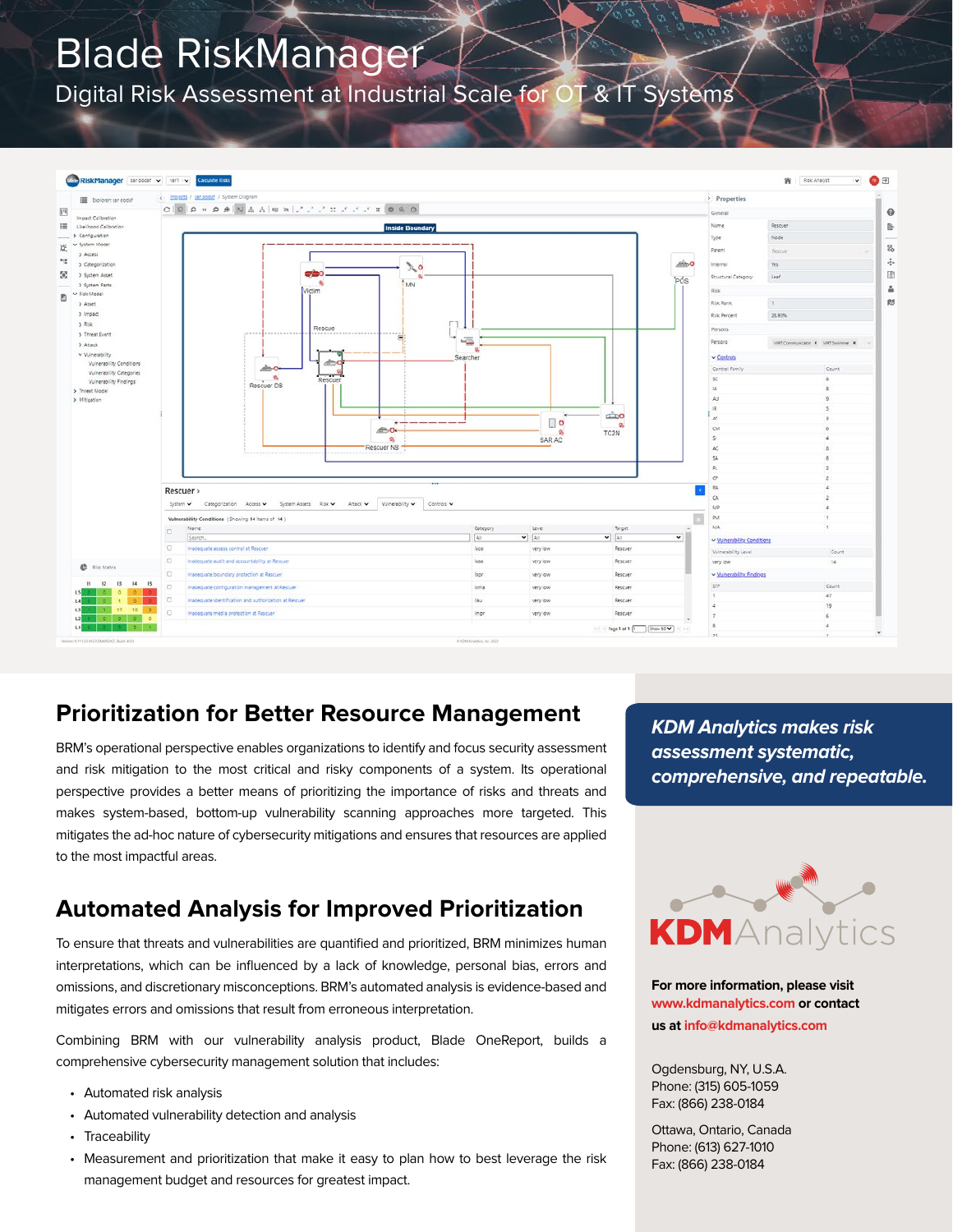# Blade RiskManager

Digital Risk Assessment at Industrial Scale for OT & IT Systems

## Prioritization for Better Resource Management

BRM's operational perspective enables organizations to identify and focus security assessment and risk mitigation to the most critical and risky components of a system. Its operational perspective provides a better means of prioritizing the importance of risks and threats and makes system-based, bottom-up vulnerability scanning approaches more targeted. This mitigates the ad-hoc nature of cybersecurity mitigations and ensures that resources are applied to the most impactful areas.

## Automated Analysis for Improved Prioritization

To ensure that threats and vulnerabilities are quantified and prioritized, BRM minimizes human interpretations, which can be influenced by a lack of knowledge, personal bias, errors and omissions, and discretionary misconceptions. BRM's automated analysis is evidence-based and mitigates errors and omissions that result from erroneous interpretation.

Combining BRM with our vulnerability analysis product, Blade OneReport, builds a comprehensive cybersecurity management solution that includes:

- Automated risk analysis
- Automated vulnerability detection and analysis
- Traceability
- Measurement and prioritization that make it easy to plan how to best leverage the risk management budget and resources for greatest impact.

***KDM Analytics makes risk assessment systematic, comprehensive, and repeatable.***

KDMAnalytics

**For more information, please visit www.kdmanalytics.com or contact us at info@kdmanalytics.com**

Ogdensburg, NY, U.S.A.
Phone: (315) 605-1059
Fax: (866) 238-0184

Ottawa, Ontario, Canada
Phone: (613) 627-1010
Fax: (866) 238-0184